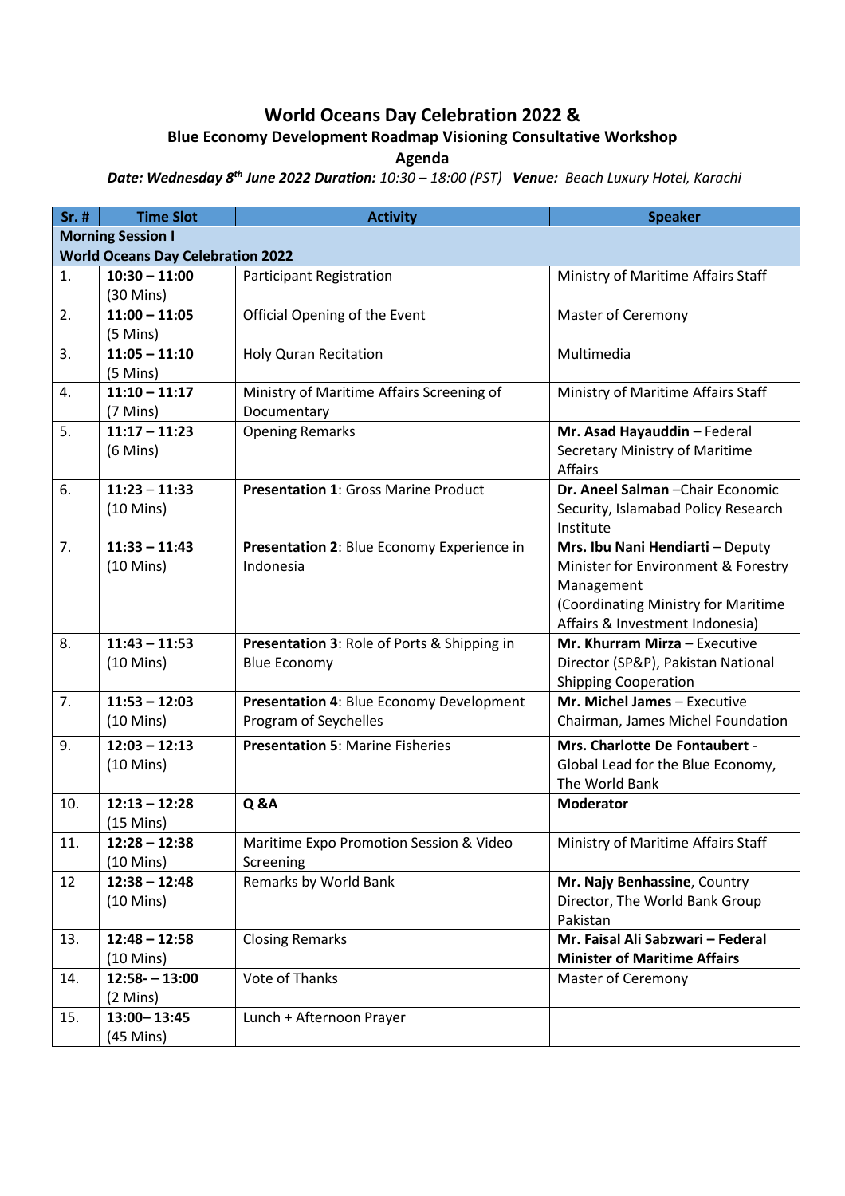# World Oceans Day Celebration 2022 &

## Blue Economy Development Roadmap Visioning Consultative Workshop

### Agenda

***Date: Wednesday 8th June 2022 Duration:*** *10:30 – 18:00 (PST)* ***Venue:*** *Beach Luxury Hotel, Karachi*

| Sr. # | Time Slot | Activity | Speaker |
|---|---|---|---|
| **Morning Session I** | | | |
| **World Oceans Day Celebration 2022** | | | |
| 1. | **10:30 – 11:00** (30 Mins) | Participant Registration | Ministry of Maritime Affairs Staff |
| 2. | **11:00 – 11:05** (5 Mins) | Official Opening of the Event | Master of Ceremony |
| 3. | **11:05 – 11:10** (5 Mins) | Holy Quran Recitation | Multimedia |
| 4. | **11:10 – 11:17** (7 Mins) | Ministry of Maritime Affairs Screening of Documentary | Ministry of Maritime Affairs Staff |
| 5. | **11:17 – 11:23** (6 Mins) | Opening Remarks | **Mr. Asad Hayauddin** – Federal Secretary Ministry of Maritime Affairs |
| 6. | **11:23** – 11:33 (10 Mins) | **Presentation 1**: Gross Marine Product | **Dr. Aneel Salman** –Chair Economic Security, Islamabad Policy Research Institute |
| 7. | **11:33 – 11:43** (10 Mins) | **Presentation 2**: Blue Economy Experience in Indonesia | **Mrs. Ibu Nani Hendiarti** – Deputy Minister for Environment & Forestry Management (Coordinating Ministry for Maritime Affairs & Investment Indonesia) |
| 8. | **11:43 – 11:53** (10 Mins) | **Presentation 3**: Role of Ports & Shipping in Blue Economy | **Mr. Khurram Mirza** – Executive Director (SP&P), Pakistan National Shipping Cooperation |
| 7. | **11:53 – 12:03** (10 Mins) | **Presentation 4**: Blue Economy Development Program of Seychelles | **Mr. Michel James** – Executive Chairman, James Michel Foundation |
| 9. | **12:03 – 12:13** (10 Mins) | **Presentation 5**: Marine Fisheries | **Mrs. Charlotte De Fontaubert** - Global Lead for the Blue Economy, The World Bank |
| 10. | **12:13 – 12:28** (15 Mins) | **Q &A** | **Moderator** |
| 11. | **12:28 – 12:38** (10 Mins) | Maritime Expo Promotion Session & Video Screening | Ministry of Maritime Affairs Staff |
| 12 | **12:38 – 12:48** (10 Mins) | Remarks by World Bank | **Mr. Najy Benhassine**, Country Director, The World Bank Group Pakistan |
| 13. | **12:48 – 12:58** (10 Mins) | Closing Remarks | **Mr. Faisal Ali Sabzwari – Federal Minister of Maritime Affairs** |
| 14. | **12:58- – 13:00** (2 Mins) | Vote of Thanks | Master of Ceremony |
| 15. | **13:00– 13:45** (45 Mins) | Lunch + Afternoon Prayer | |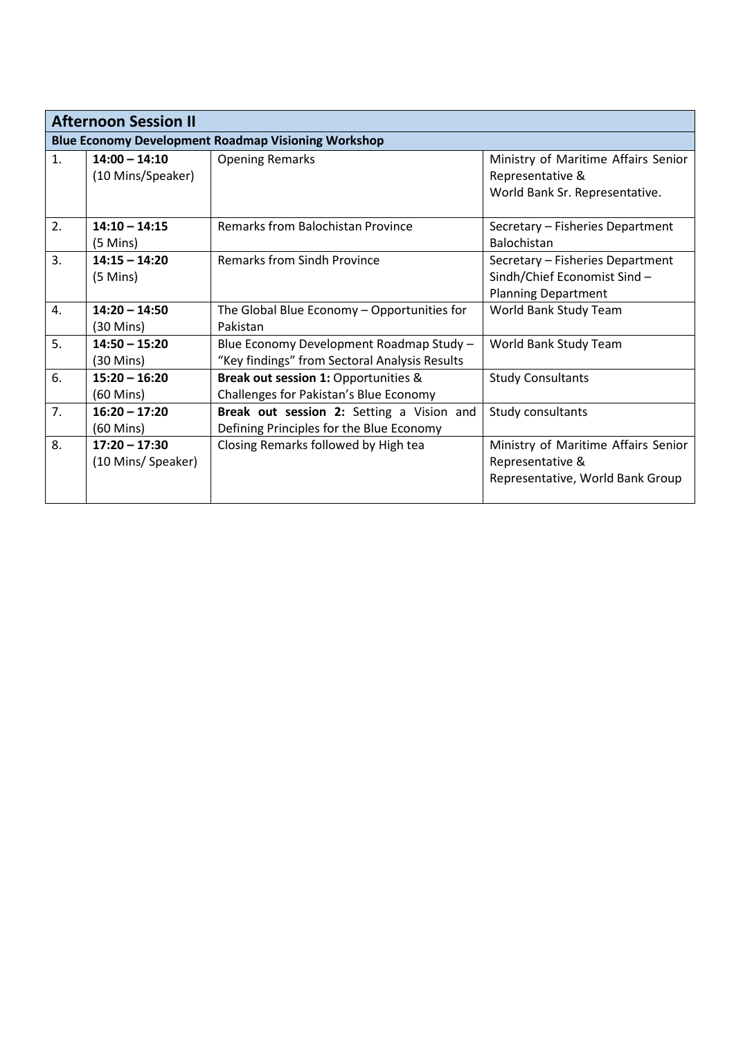| Afternoon Session II | | | |
|---|---|---|---|
| **Blue Economy Development Roadmap Visioning Workshop** | | | |
| 1. | **14:00 – 14:10** (10 Mins/Speaker) | Opening Remarks | Ministry of Maritime Affairs Senior Representative & World Bank Sr. Representative. |
| 2. | **14:10 – 14:15** (5 Mins) | Remarks from Balochistan Province | Secretary – Fisheries Department Balochistan |
| 3. | **14:15 – 14:20** (5 Mins) | Remarks from Sindh Province | Secretary – Fisheries Department Sindh/Chief Economist Sind – Planning Department |
| 4. | **14:20 – 14:50** (30 Mins) | The Global Blue Economy – Opportunities for Pakistan | World Bank Study Team |
| 5. | **14:50 – 15:20** (30 Mins) | Blue Economy Development Roadmap Study – "Key findings" from Sectoral Analysis Results | World Bank Study Team |
| 6. | **15:20 – 16:20** (60 Mins) | **Break out session 1:** Opportunities & Challenges for Pakistan's Blue Economy | Study Consultants |
| 7. | **16:20 – 17:20** (60 Mins) | **Break out session 2:** Setting a Vision and Defining Principles for the Blue Economy | Study consultants |
| 8. | **17:20 – 17:30** (10 Mins/ Speaker) | Closing Remarks followed by High tea | Ministry of Maritime Affairs Senior Representative & Representative, World Bank Group |